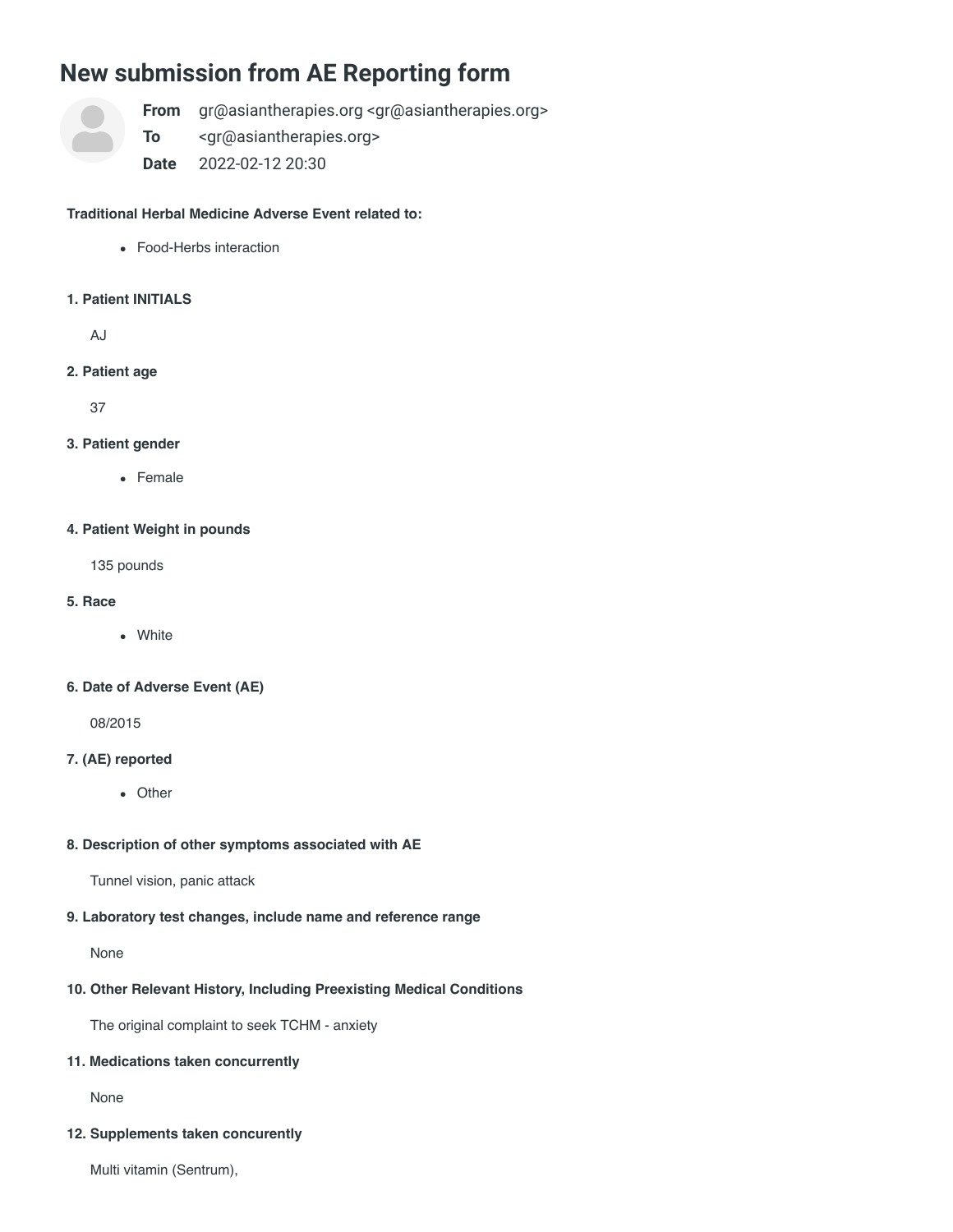# New submission from AE Reporting form

**From** gr@asiantherapies.org <gr@asiantherapies.org>
**To** <gr@asiantherapies.org>
**Date** 2022-02-12 20:30

**Traditional Herbal Medicine Adverse Event related to:**

- Food-Herbs interaction

**1. Patient INITIALS**

AJ

**2. Patient age**

37

**3. Patient gender**

- Female

**4. Patient Weight in pounds**

135 pounds

**5. Race**

- White

**6. Date of Adverse Event (AE)**

08/2015

**7. (AE) reported**

- Other

**8. Description of other symptoms associated with AE**

Tunnel vision, panic attack

**9. Laboratory test changes, include name and reference range**

None

**10. Other Relevant History, Including Preexisting Medical Conditions**

The original complaint to seek TCHM - anxiety

**11. Medications taken concurrently**

None

**12. Supplements taken concurently**

Multi vitamin (Sentrum),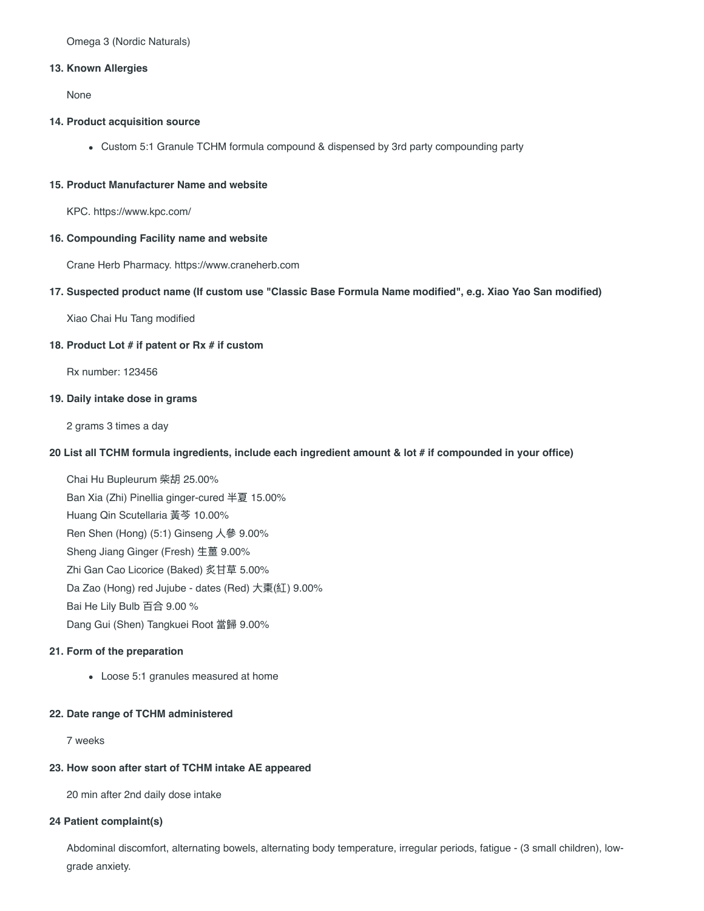Omega 3 (Nordic Naturals)

**13. Known Allergies**

None

**14. Product acquisition source**

- Custom 5:1 Granule TCHM formula compound & dispensed by 3rd party compounding party

**15. Product Manufacturer Name and website**

KPC. https://www.kpc.com/

**16. Compounding Facility name and website**

Crane Herb Pharmacy. https://www.craneherb.com

**17. Suspected product name (If custom use "Classic Base Formula Name modified", e.g. Xiao Yao San modified)**

Xiao Chai Hu Tang modified

**18. Product Lot # if patent or Rx # if custom**

Rx number: 123456

**19. Daily intake dose in grams**

2 grams 3 times a day

**20 List all TCHM formula ingredients, include each ingredient amount & lot # if compounded in your office)**

Chai Hu Bupleurum 柴胡 25.00%
Ban Xia (Zhi) Pinellia ginger-cured 半夏 15.00%
Huang Qin Scutellaria 黃芩 10.00%
Ren Shen (Hong) (5:1) Ginseng 人參 9.00%
Sheng Jiang Ginger (Fresh) 生薑 9.00%
Zhi Gan Cao Licorice (Baked) 炙甘草 5.00%
Da Zao (Hong) red Jujube - dates (Red) 大棗(紅) 9.00%
Bai He Lily Bulb 百合 9.00 %
Dang Gui (Shen) Tangkuei Root 當歸 9.00%

**21. Form of the preparation**

- Loose 5:1 granules measured at home

**22. Date range of TCHM administered**

7 weeks

**23. How soon after start of TCHM intake AE appeared**

20 min after 2nd daily dose intake

**24 Patient complaint(s)**

Abdominal discomfort, alternating bowels, alternating body temperature, irregular periods, fatigue - (3 small children), low-grade anxiety.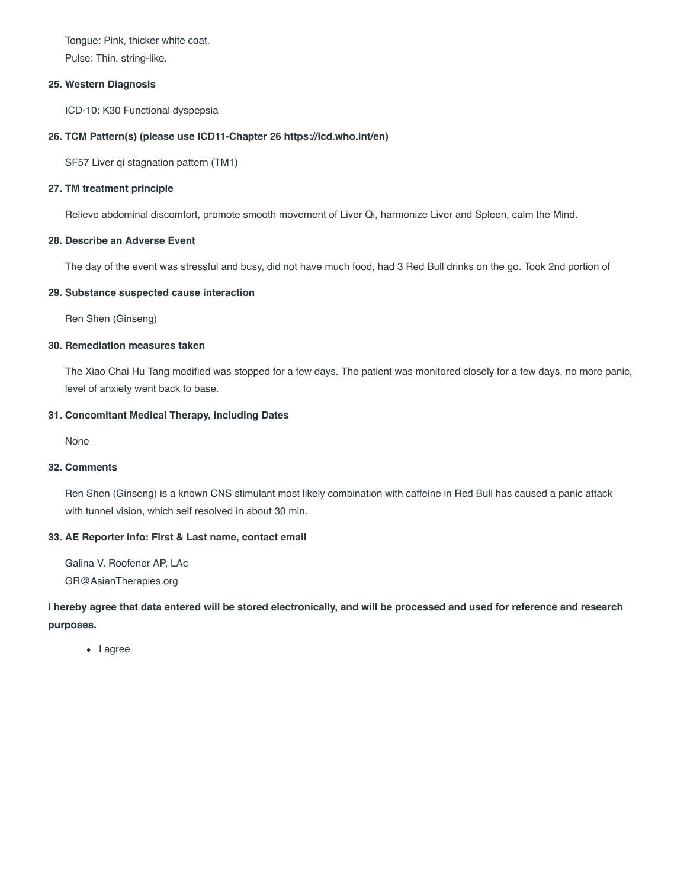Tongue: Pink, thicker white coat.

Pulse: Thin, string-like.

**25. Western Diagnosis**

ICD-10: K30 Functional dyspepsia

**26. TCM Pattern(s) (please use ICD11-Chapter 26 https://icd.who.int/en)**

SF57 Liver qi stagnation pattern (TM1)

**27. TM treatment principle**

Relieve abdominal discomfort, promote smooth movement of Liver Qi, harmonize Liver and Spleen, calm the Mind.

**28. Describe an Adverse Event**

The day of the event was stressful and busy, did not have much food, had 3 Red Bull drinks on the go. Took 2nd portion of

**29. Substance suspected cause interaction**

Ren Shen (Ginseng)

**30. Remediation measures taken**

The Xiao Chai Hu Tang modified was stopped for a few days. The patient was monitored closely for a few days, no more panic, level of anxiety went back to base.

**31. Concomitant Medical Therapy, including Dates**

None

**32. Comments**

Ren Shen (Ginseng) is a known CNS stimulant most likely combination with caffeine in Red Bull has caused a panic attack with tunnel vision, which self resolved in about 30 min.

**33. AE Reporter info: First & Last name, contact email**

Galina V. Roofener AP, LAc
GR@AsianTherapies.org

**I hereby agree that data entered will be stored electronically, and will be processed and used for reference and research purposes.**

- I agree